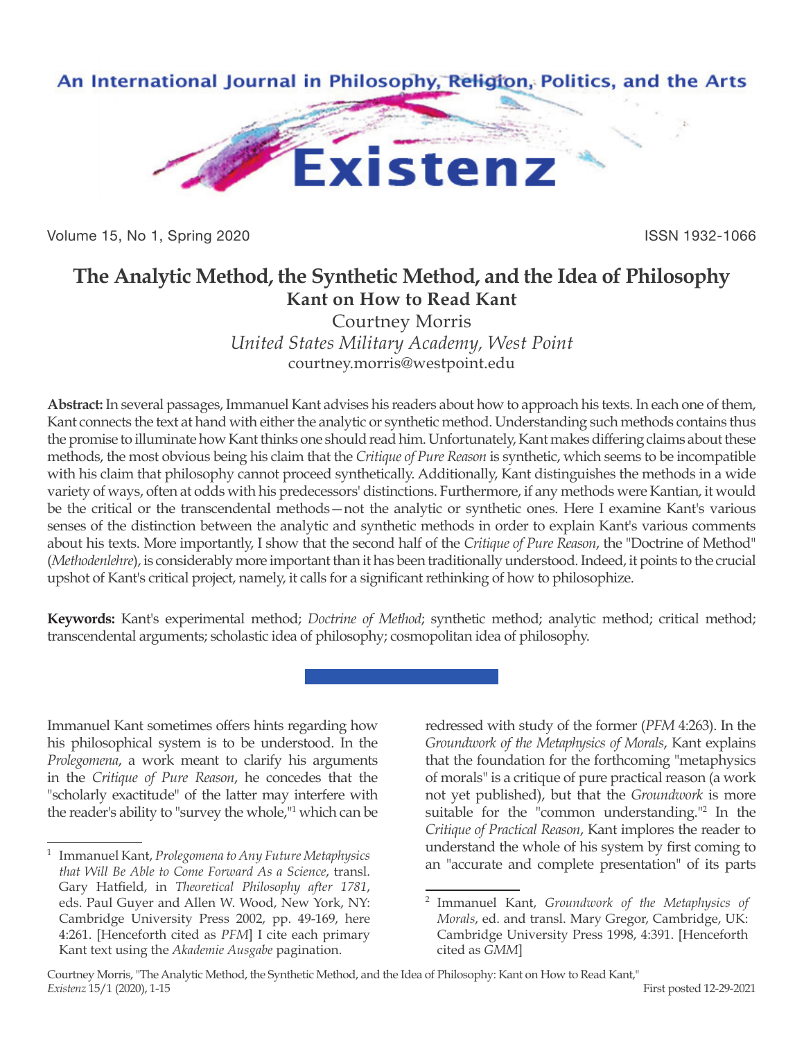# The Analytic Method, the Synthetic Method, and the Idea of Philosophy

## Kant on How to Read Kant

Courtney Morris

*United States Military Academy, West Point*

courtney.morris@westpoint.edu

**Abstract:** In several passages, Immanuel Kant advises his readers about how to approach his texts. In each one of them, Kant connects the text at hand with either the analytic or synthetic method. Understanding such methods contains thus the promise to illuminate how Kant thinks one should read him. Unfortunately, Kant makes differing claims about these methods, the most obvious being his claim that the *Critique of Pure Reason* is synthetic, which seems to be incompatible with his claim that philosophy cannot proceed synthetically. Additionally, Kant distinguishes the methods in a wide variety of ways, often at odds with his predecessors' distinctions. Furthermore, if any methods were Kantian, it would be the critical or the transcendental methods—not the analytic or synthetic ones. Here I examine Kant's various senses of the distinction between the analytic and synthetic methods in order to explain Kant's various comments about his texts. More importantly, I show that the second half of the *Critique of Pure Reason*, the "Doctrine of Method" (*Methodenlehre*), is considerably more important than it has been traditionally understood. Indeed, it points to the crucial upshot of Kant's critical project, namely, it calls for a significant rethinking of how to philosophize.

**Keywords:** Kant's experimental method; *Doctrine of Method*; synthetic method; analytic method; critical method; transcendental arguments; scholastic idea of philosophy; cosmopolitan idea of philosophy.

Immanuel Kant sometimes offers hints regarding how his philosophical system is to be understood. In the *Prolegomena*, a work meant to clarify his arguments in the *Critique of Pure Reason*, he concedes that the "scholarly exactitude" of the latter may interfere with the reader's ability to "survey the whole,"[1] which can be redressed with study of the former (*PFM* 4:263). In the *Groundwork of the Metaphysics of Morals*, Kant explains that the foundation for the forthcoming "metaphysics of morals" is a critique of pure practical reason (a work not yet published), but that the *Groundwork* is more suitable for the "common understanding."[2] In the *Critique of Practical Reason*, Kant implores the reader to understand the whole of his system by first coming to an "accurate and complete presentation" of its parts

[1] Immanuel Kant, *Prolegomena to Any Future Metaphysics that Will Be Able to Come Forward As a Science*, transl. Gary Hatfield, in *Theoretical Philosophy after 1781*, eds. Paul Guyer and Allen W. Wood, New York, NY: Cambridge University Press 2002, pp. 49-169, here 4:261. [Henceforth cited as *PFM*] I cite each primary Kant text using the *Akademie Ausgabe* pagination.

[2] Immanuel Kant, *Groundwork of the Metaphysics of Morals*, ed. and transl. Mary Gregor, Cambridge, UK: Cambridge University Press 1998, 4:391. [Henceforth cited as *GMM*]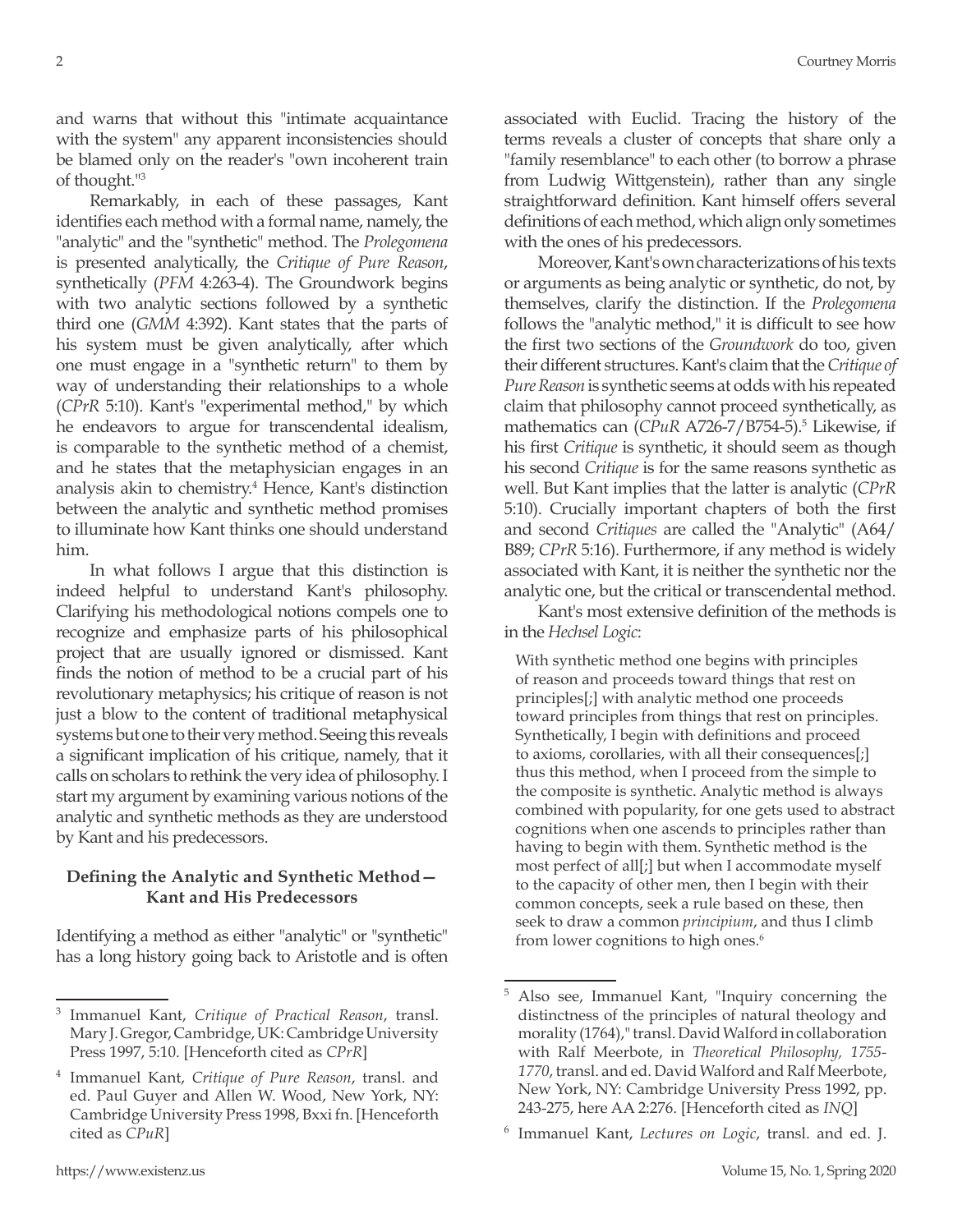and warns that without this "intimate acquaintance with the system" any apparent inconsistencies should be blamed only on the reader's "own incoherent train of thought."[3]

Remarkably, in each of these passages, Kant identifies each method with a formal name, namely, the "analytic" and the "synthetic" method. The *Prolegomena* is presented analytically, the *Critique of Pure Reason*, synthetically (*PFM* 4:263-4). The Groundwork begins with two analytic sections followed by a synthetic third one (*GMM* 4:392). Kant states that the parts of his system must be given analytically, after which one must engage in a "synthetic return" to them by way of understanding their relationships to a whole (*CPrR* 5:10). Kant's "experimental method," by which he endeavors to argue for transcendental idealism, is comparable to the synthetic method of a chemist, and he states that the metaphysician engages in an analysis akin to chemistry.[4] Hence, Kant's distinction between the analytic and synthetic method promises to illuminate how Kant thinks one should understand him.

In what follows I argue that this distinction is indeed helpful to understand Kant's philosophy. Clarifying his methodological notions compels one to recognize and emphasize parts of his philosophical project that are usually ignored or dismissed. Kant finds the notion of method to be a crucial part of his revolutionary metaphysics; his critique of reason is not just a blow to the content of traditional metaphysical systems but one to their very method. Seeing this reveals a significant implication of his critique, namely, that it calls on scholars to rethink the very idea of philosophy. I start my argument by examining various notions of the analytic and synthetic methods as they are understood by Kant and his predecessors.

## Defining the Analytic and Synthetic Method—Kant and His Predecessors

Identifying a method as either "analytic" or "synthetic" has a long history going back to Aristotle and is often associated with Euclid. Tracing the history of the terms reveals a cluster of concepts that share only a "family resemblance" to each other (to borrow a phrase from Ludwig Wittgenstein), rather than any single straightforward definition. Kant himself offers several definitions of each method, which align only sometimes with the ones of his predecessors.

Moreover, Kant's own characterizations of his texts or arguments as being analytic or synthetic, do not, by themselves, clarify the distinction. If the *Prolegomena* follows the "analytic method," it is difficult to see how the first two sections of the *Groundwork* do too, given their different structures. Kant's claim that the *Critique of Pure Reason* is synthetic seems at odds with his repeated claim that philosophy cannot proceed synthetically, as mathematics can (*CPuR* A726-7/B754-5).[5] Likewise, if his first *Critique* is synthetic, it should seem as though his second *Critique* is for the same reasons synthetic as well. But Kant implies that the latter is analytic (*CPrR* 5:10). Crucially important chapters of both the first and second *Critiques* are called the "Analytic" (A64/B89; *CPrR* 5:16). Furthermore, if any method is widely associated with Kant, it is neither the synthetic nor the analytic one, but the critical or transcendental method.

Kant's most extensive definition of the methods is in the *Hechsel Logic*:

> With synthetic method one begins with principles of reason and proceeds toward things that rest on principles[;] with analytic method one proceeds toward principles from things that rest on principles. Synthetically, I begin with definitions and proceed to axioms, corollaries, with all their consequences[;] thus this method, when I proceed from the simple to the composite is synthetic. Analytic method is always combined with popularity, for one gets used to abstract cognitions when one ascends to principles rather than having to begin with them. Synthetic method is the most perfect of all[;] but when I accommodate myself to the capacity of other men, then I begin with their common concepts, seek a rule based on these, then seek to draw a common *principium*, and thus I climb from lower cognitions to high ones.[6]

---

[3] Immanuel Kant, *Critique of Practical Reason*, transl. Mary J. Gregor, Cambridge, UK: Cambridge University Press 1997, 5:10. [Henceforth cited as *CPrR*]

[4] Immanuel Kant, *Critique of Pure Reason*, transl. and ed. Paul Guyer and Allen W. Wood, New York, NY: Cambridge University Press 1998, Bxxi fn. [Henceforth cited as *CPuR*]

[5] Also see, Immanuel Kant, "Inquiry concerning the distinctness of the principles of natural theology and morality (1764)," transl. David Walford in collaboration with Ralf Meerbote, in *Theoretical Philosophy, 1755-1770*, transl. and ed. David Walford and Ralf Meerbote, New York, NY: Cambridge University Press 1992, pp. 243-275, here AA 2:276. [Henceforth cited as *INQ*]

[6] Immanuel Kant, *Lectures on Logic*, transl. and ed. J.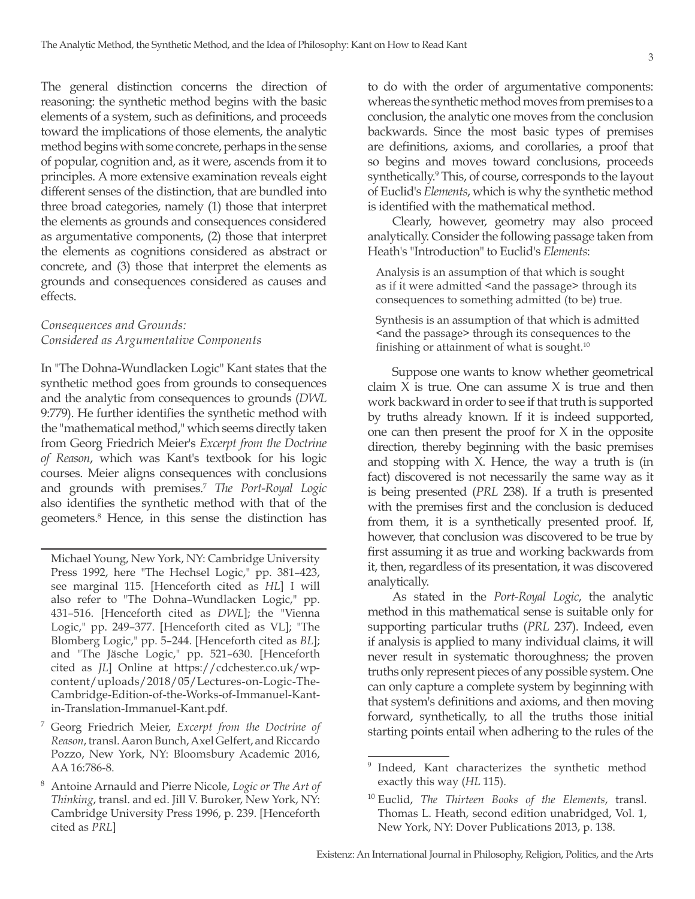The general distinction concerns the direction of reasoning: the synthetic method begins with the basic elements of a system, such as definitions, and proceeds toward the implications of those elements, the analytic method begins with some concrete, perhaps in the sense of popular, cognition and, as it were, ascends from it to principles. A more extensive examination reveals eight different senses of the distinction, that are bundled into three broad categories, namely (1) those that interpret the elements as grounds and consequences considered as argumentative components, (2) those that interpret the elements as cognitions considered as abstract or concrete, and (3) those that interpret the elements as grounds and consequences considered as causes and effects.

### *Consequences and Grounds: Considered as Argumentative Components*

In "The Dohna-Wundlacken Logic" Kant states that the synthetic method goes from grounds to consequences and the analytic from consequences to grounds (*DWL* 9:779). He further identifies the synthetic method with the "mathematical method," which seems directly taken from Georg Friedrich Meier's *Excerpt from the Doctrine of Reason*, which was Kant's textbook for his logic courses. Meier aligns consequences with conclusions and grounds with premises.[7] *The Port-Royal Logic* also identifies the synthetic method with that of the geometers.[8] Hence, in this sense the distinction has to do with the order of argumentative components: whereas the synthetic method moves from premises to a conclusion, the analytic one moves from the conclusion backwards. Since the most basic types of premises are definitions, axioms, and corollaries, a proof that so begins and moves toward conclusions, proceeds synthetically.[9] This, of course, corresponds to the layout of Euclid's *Elements*, which is why the synthetic method is identified with the mathematical method.

Clearly, however, geometry may also proceed analytically. Consider the following passage taken from Heath's "Introduction" to Euclid's *Elements*:

> Analysis is an assumption of that which is sought as if it were admitted <and the passage> through its consequences to something admitted (to be) true.
>
> Synthesis is an assumption of that which is admitted <and the passage> through its consequences to the finishing or attainment of what is sought.[10]

Suppose one wants to know whether geometrical claim X is true. One can assume X is true and then work backward in order to see if that truth is supported by truths already known. If it is indeed supported, one can then present the proof for X in the opposite direction, thereby beginning with the basic premises and stopping with X. Hence, the way a truth is (in fact) discovered is not necessarily the same way as it is being presented (*PRL* 238). If a truth is presented with the premises first and the conclusion is deduced from them, it is a synthetically presented proof. If, however, that conclusion was discovered to be true by first assuming it as true and working backwards from it, then, regardless of its presentation, it was discovered analytically.

As stated in the *Port-Royal Logic*, the analytic method in this mathematical sense is suitable only for supporting particular truths (*PRL* 237). Indeed, even if analysis is applied to many individual claims, it will never result in systematic thoroughness; the proven truths only represent pieces of any possible system. One can only capture a complete system by beginning with that system's definitions and axioms, and then moving forward, synthetically, to all the truths those initial starting points entail when adhering to the rules of the

---

Michael Young, New York, NY: Cambridge University Press 1992, here "The Hechsel Logic," pp. 381–423, see marginal 115. [Henceforth cited as *HL*] I will also refer to "The Dohna–Wundlacken Logic," pp. 431–516. [Henceforth cited as *DWL*]; the "Vienna Logic," pp. 249–377. [Henceforth cited as VL]; "The Blomberg Logic," pp. 5–244. [Henceforth cited as *BL*]; and "The Jäsche Logic," pp. 521–630. [Henceforth cited as *JL*] Online at https://cdchester.co.uk/wp-content/uploads/2018/05/Lectures-on-Logic-The-Cambridge-Edition-of-the-Works-of-Immanuel-Kant-in-Translation-Immanuel-Kant.pdf.

[7] Georg Friedrich Meier, *Excerpt from the Doctrine of Reason*, transl. Aaron Bunch, Axel Gelfert, and Riccardo Pozzo, New York, NY: Bloomsbury Academic 2016, AA 16:786-8.

[8] Antoine Arnauld and Pierre Nicole, *Logic or The Art of Thinking*, transl. and ed. Jill V. Buroker, New York, NY: Cambridge University Press 1996, p. 239. [Henceforth cited as *PRL*]

[9] Indeed, Kant characterizes the synthetic method exactly this way (*HL* 115).

[10] Euclid, *The Thirteen Books of the Elements*, transl. Thomas L. Heath, second edition unabridged, Vol. 1, New York, NY: Dover Publications 2013, p. 138.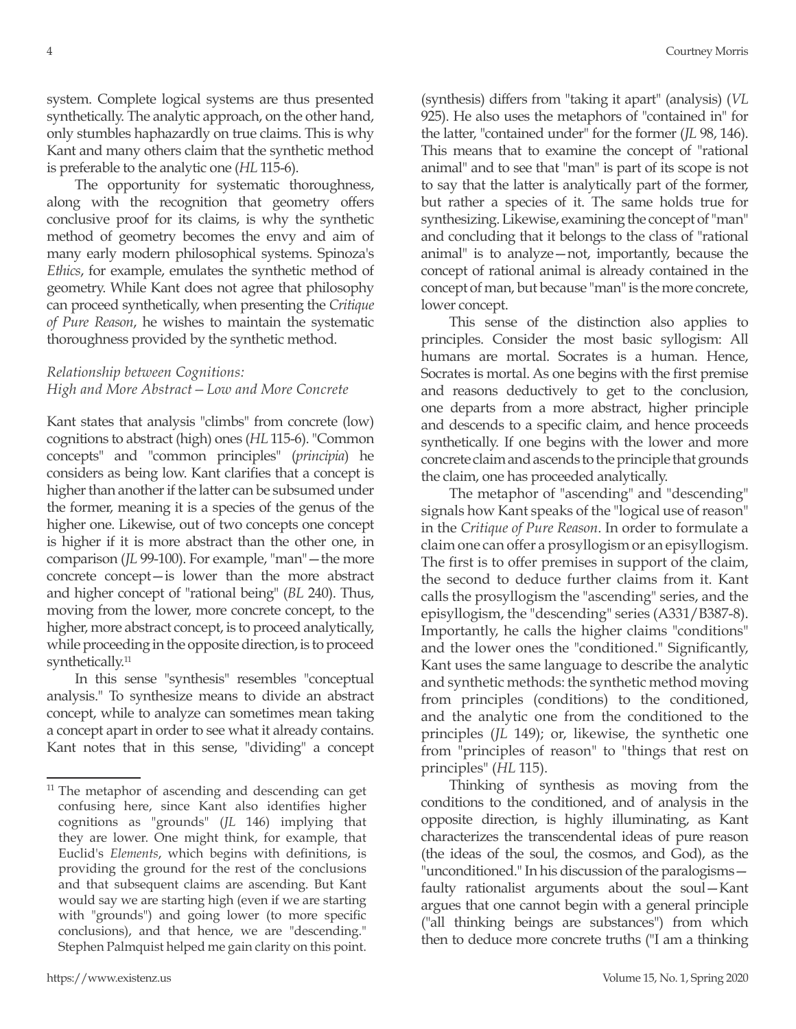system. Complete logical systems are thus presented synthetically. The analytic approach, on the other hand, only stumbles haphazardly on true claims. This is why Kant and many others claim that the synthetic method is preferable to the analytic one (*HL* 115-6).

The opportunity for systematic thoroughness, along with the recognition that geometry offers conclusive proof for its claims, is why the synthetic method of geometry becomes the envy and aim of many early modern philosophical systems. Spinoza's *Ethics*, for example, emulates the synthetic method of geometry. While Kant does not agree that philosophy can proceed synthetically, when presenting the *Critique of Pure Reason*, he wishes to maintain the systematic thoroughness provided by the synthetic method.

### *Relationship between Cognitions: High and More Abstract—Low and More Concrete*

Kant states that analysis "climbs" from concrete (low) cognitions to abstract (high) ones (*HL* 115-6). "Common concepts" and "common principles" (*principia*) he considers as being low. Kant clarifies that a concept is higher than another if the latter can be subsumed under the former, meaning it is a species of the genus of the higher one. Likewise, out of two concepts one concept is higher if it is more abstract than the other one, in comparison (*JL* 99-100). For example, "man"—the more concrete concept—is lower than the more abstract and higher concept of "rational being" (*BL* 240). Thus, moving from the lower, more concrete concept, to the higher, more abstract concept, is to proceed analytically, while proceeding in the opposite direction, is to proceed synthetically.[11]

In this sense "synthesis" resembles "conceptual analysis." To synthesize means to divide an abstract concept, while to analyze can sometimes mean taking a concept apart in order to see what it already contains. Kant notes that in this sense, "dividing" a concept (synthesis) differs from "taking it apart" (analysis) (*VL* 925). He also uses the metaphors of "contained in" for the latter, "contained under" for the former (*JL* 98, 146). This means that to examine the concept of "rational animal" and to see that "man" is part of its scope is not to say that the latter is analytically part of the former, but rather a species of it. The same holds true for synthesizing. Likewise, examining the concept of "man" and concluding that it belongs to the class of "rational animal" is to analyze—not, importantly, because the concept of rational animal is already contained in the concept of man, but because "man" is the more concrete, lower concept.

This sense of the distinction also applies to principles. Consider the most basic syllogism: All humans are mortal. Socrates is a human. Hence, Socrates is mortal. As one begins with the first premise and reasons deductively to get to the conclusion, one departs from a more abstract, higher principle and descends to a specific claim, and hence proceeds synthetically. If one begins with the lower and more concrete claim and ascends to the principle that grounds the claim, one has proceeded analytically.

The metaphor of "ascending" and "descending" signals how Kant speaks of the "logical use of reason" in the *Critique of Pure Reason*. In order to formulate a claim one can offer a prosyllogism or an episyllogism. The first is to offer premises in support of the claim, the second to deduce further claims from it. Kant calls the prosyllogism the "ascending" series, and the episyllogism, the "descending" series (A331/B387-8). Importantly, he calls the higher claims "conditions" and the lower ones the "conditioned." Significantly, Kant uses the same language to describe the analytic and synthetic methods: the synthetic method moving from principles (conditions) to the conditioned, and the analytic one from the conditioned to the principles (*JL* 149); or, likewise, the synthetic one from "principles of reason" to "things that rest on principles" (*HL* 115).

Thinking of synthesis as moving from the conditions to the conditioned, and of analysis in the opposite direction, is highly illuminating, as Kant characterizes the transcendental ideas of pure reason (the ideas of the soul, the cosmos, and God), as the "unconditioned." In his discussion of the paralogisms—faulty rationalist arguments about the soul—Kant argues that one cannot begin with a general principle ("all thinking beings are substances") from which then to deduce more concrete truths ("I am a thinking

---

[11] The metaphor of ascending and descending can get confusing here, since Kant also identifies higher cognitions as "grounds" (*JL* 146) implying that they are lower. One might think, for example, that Euclid's *Elements*, which begins with definitions, is providing the ground for the rest of the conclusions and that subsequent claims are ascending. But Kant would say we are starting high (even if we are starting with "grounds") and going lower (to more specific conclusions), and that hence, we are "descending." Stephen Palmquist helped me gain clarity on this point.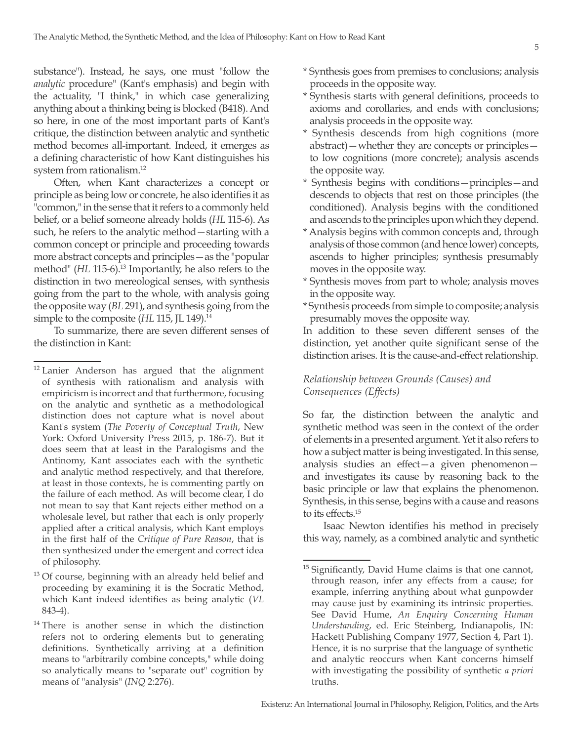substance"). Instead, he says, one must "follow the *analytic* procedure" (Kant's emphasis) and begin with the actuality, "I think," in which case generalizing anything about a thinking being is blocked (B418). And so here, in one of the most important parts of Kant's critique, the distinction between analytic and synthetic method becomes all-important. Indeed, it emerges as a defining characteristic of how Kant distinguishes his system from rationalism.[12]

Often, when Kant characterizes a concept or principle as being low or concrete, he also identifies it as "common," in the sense that it refers to a commonly held belief, or a belief someone already holds (*HL* 115-6). As such, he refers to the analytic method—starting with a common concept or principle and proceeding towards more abstract concepts and principles—as the "popular method" (*HL* 115-6).[13] Importantly, he also refers to the distinction in two mereological senses, with synthesis going from the part to the whole, with analysis going the opposite way (*BL* 291), and synthesis going from the simple to the composite (*HL* 115, JL 149).[14]

To summarize, there are seven different senses of the distinction in Kant:

* Synthesis goes from premises to conclusions; analysis proceeds in the opposite way.
* Synthesis starts with general definitions, proceeds to axioms and corollaries, and ends with conclusions; analysis proceeds in the opposite way.
* Synthesis descends from high cognitions (more abstract)—whether they are concepts or principles—to low cognitions (more concrete); analysis ascends the opposite way.
* Synthesis begins with conditions—principles—and descends to objects that rest on those principles (the conditioned). Analysis begins with the conditioned and ascends to the principles upon which they depend.
* Analysis begins with common concepts and, through analysis of those common (and hence lower) concepts, ascends to higher principles; synthesis presumably moves in the opposite way.
* Synthesis moves from part to whole; analysis moves in the opposite way.
* Synthesis proceeds from simple to composite; analysis presumably moves the opposite way.

In addition to these seven different senses of the distinction, yet another quite significant sense of the distinction arises. It is the cause-and-effect relationship.

### *Relationship between Grounds (Causes) and Consequences (Effects)*

So far, the distinction between the analytic and synthetic method was seen in the context of the order of elements in a presented argument. Yet it also refers to how a subject matter is being investigated. In this sense, analysis studies an effect—a given phenomenon—and investigates its cause by reasoning back to the basic principle or law that explains the phenomenon. Synthesis, in this sense, begins with a cause and reasons to its effects.[15]

Isaac Newton identifies his method in precisely this way, namely, as a combined analytic and synthetic

---

[12] Lanier Anderson has argued that the alignment of synthesis with rationalism and analysis with empiricism is incorrect and that furthermore, focusing on the analytic and synthetic as a methodological distinction does not capture what is novel about Kant's system (*The Poverty of Conceptual Truth*, New York: Oxford University Press 2015, p. 186-7). But it does seem that at least in the Paralogisms and the Antinomy, Kant associates each with the synthetic and analytic method respectively, and that therefore, at least in those contexts, he is commenting partly on the failure of each method. As will become clear, I do not mean to say that Kant rejects either method on a wholesale level, but rather that each is only properly applied after a critical analysis, which Kant employs in the first half of the *Critique of Pure Reason*, that is then synthesized under the emergent and correct idea of philosophy.

[13] Of course, beginning with an already held belief and proceeding by examining it is the Socratic Method, which Kant indeed identifies as being analytic (*VL* 843-4).

[14] There is another sense in which the distinction refers not to ordering elements but to generating definitions. Synthetically arriving at a definition means to "arbitrarily combine concepts," while doing so analytically means to "separate out" cognition by means of "analysis" (*INQ* 2:276).

[15] Significantly, David Hume claims is that one cannot, through reason, infer any effects from a cause; for example, inferring anything about what gunpowder may cause just by examining its intrinsic properties. See David Hume, *An Enquiry Concerning Human Understanding*, ed. Eric Steinberg, Indianapolis, IN: Hackett Publishing Company 1977, Section 4, Part 1). Hence, it is no surprise that the language of synthetic and analytic reoccurs when Kant concerns himself with investigating the possibility of synthetic *a priori* truths.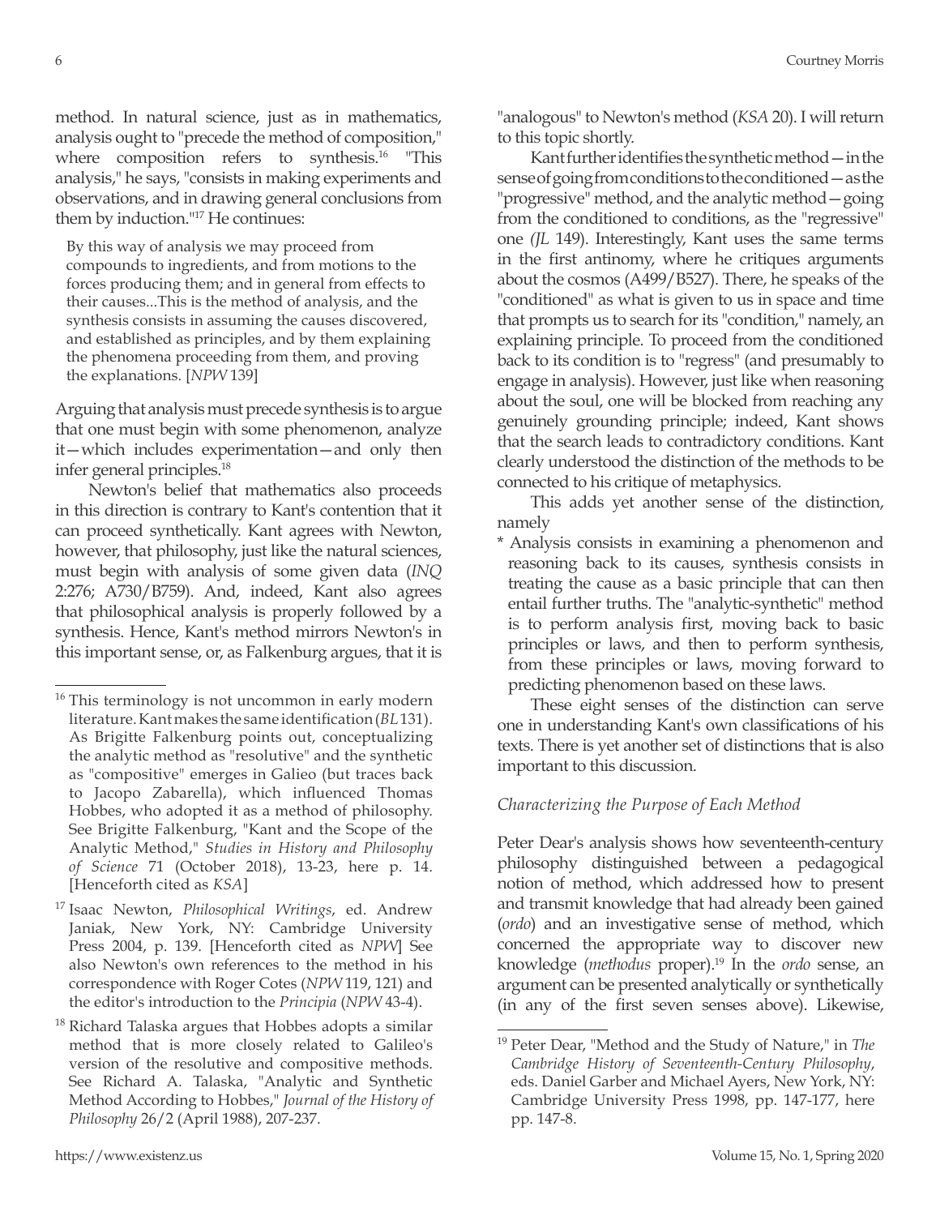method. In natural science, just as in mathematics, analysis ought to "precede the method of composition," where composition refers to synthesis.[16] "This analysis," he says, "consists in making experiments and observations, and in drawing general conclusions from them by induction."[17] He continues:

> By this way of analysis we may proceed from compounds to ingredients, and from motions to the forces producing them; and in general from effects to their causes...This is the method of analysis, and the synthesis consists in assuming the causes discovered, and established as principles, and by them explaining the phenomena proceeding from them, and proving the explanations. [*NPW* 139]

Arguing that analysis must precede synthesis is to argue that one must begin with some phenomenon, analyze it—which includes experimentation—and only then infer general principles.[18]

Newton's belief that mathematics also proceeds in this direction is contrary to Kant's contention that it can proceed synthetically. Kant agrees with Newton, however, that philosophy, just like the natural sciences, must begin with analysis of some given data (*INQ* 2:276; A730/B759). And, indeed, Kant also agrees that philosophical analysis is properly followed by a synthesis. Hence, Kant's method mirrors Newton's in this important sense, or, as Falkenburg argues, that it is "analogous" to Newton's method (*KSA* 20). I will return to this topic shortly.

Kant further identifies the synthetic method—in the sense of going from conditions to the conditioned—as the "progressive" method, and the analytic method—going from the conditioned to conditions, as the "regressive" one *(JL* 149). Interestingly, Kant uses the same terms in the first antinomy, where he critiques arguments about the cosmos (A499/B527). There, he speaks of the "conditioned" as what is given to us in space and time that prompts us to search for its "condition," namely, an explaining principle. To proceed from the conditioned back to its condition is to "regress" (and presumably to engage in analysis). However, just like when reasoning about the soul, one will be blocked from reaching any genuinely grounding principle; indeed, Kant shows that the search leads to contradictory conditions. Kant clearly understood the distinction of the methods to be connected to his critique of metaphysics.

This adds yet another sense of the distinction, namely

* Analysis consists in examining a phenomenon and reasoning back to its causes, synthesis consists in treating the cause as a basic principle that can then entail further truths. The "analytic-synthetic" method is to perform analysis first, moving back to basic principles or laws, and then to perform synthesis, from these principles or laws, moving forward to predicting phenomenon based on these laws.

These eight senses of the distinction can serve one in understanding Kant's own classifications of his texts. There is yet another set of distinctions that is also important to this discussion.

*Characterizing the Purpose of Each Method*

Peter Dear's analysis shows how seventeenth-century philosophy distinguished between a pedagogical notion of method, which addressed how to present and transmit knowledge that had already been gained (*ordo*) and an investigative sense of method, which concerned the appropriate way to discover new knowledge (*methodus* proper).[19] In the *ordo* sense, an argument can be presented analytically or synthetically (in any of the first seven senses above). Likewise,

---

[16] This terminology is not uncommon in early modern literature. Kant makes the same identification (*BL* 131). As Brigitte Falkenburg points out, conceptualizing the analytic method as "resolutive" and the synthetic as "compositive" emerges in Galieo (but traces back to Jacopo Zabarella), which influenced Thomas Hobbes, who adopted it as a method of philosophy. See Brigitte Falkenburg, "Kant and the Scope of the Analytic Method," *Studies in History and Philosophy of Science* 71 (October 2018), 13-23, here p. 14. [Henceforth cited as *KSA*]

[17] Isaac Newton, *Philosophical Writings*, ed. Andrew Janiak, New York, NY: Cambridge University Press 2004, p. 139. [Henceforth cited as *NPW*] See also Newton's own references to the method in his correspondence with Roger Cotes (*NPW* 119, 121) and the editor's introduction to the *Principia* (*NPW* 43-4).

[18] Richard Talaska argues that Hobbes adopts a similar method that is more closely related to Galileo's version of the resolutive and compositive methods. See Richard A. Talaska, "Analytic and Synthetic Method According to Hobbes," *Journal of the History of Philosophy* 26/2 (April 1988), 207-237.

[19] Peter Dear, "Method and the Study of Nature," in *The Cambridge History of Seventeenth-Century Philosophy*, eds. Daniel Garber and Michael Ayers, New York, NY: Cambridge University Press 1998, pp. 147-177, here pp. 147-8.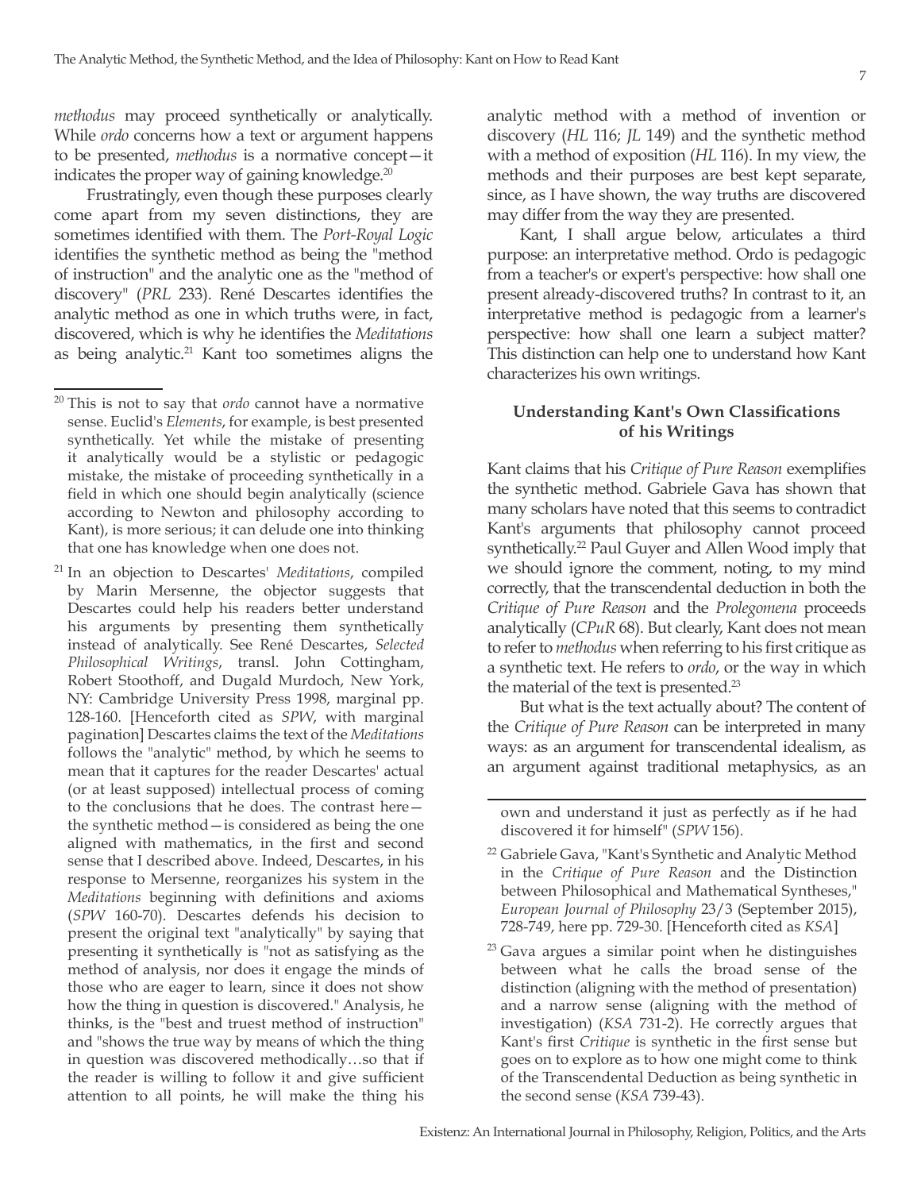*methodus* may proceed synthetically or analytically. While *ordo* concerns how a text or argument happens to be presented, *methodus* is a normative concept—it indicates the proper way of gaining knowledge.[20]

Frustratingly, even though these purposes clearly come apart from my seven distinctions, they are sometimes identified with them. The *Port-Royal Logic* identifies the synthetic method as being the "method of instruction" and the analytic one as the "method of discovery" (*PRL* 233). René Descartes identifies the analytic method as one in which truths were, in fact, discovered, which is why he identifies the *Meditations* as being analytic.[21] Kant too sometimes aligns the analytic method with a method of invention or discovery (*HL* 116; *JL* 149) and the synthetic method with a method of exposition (*HL* 116). In my view, the methods and their purposes are best kept separate, since, as I have shown, the way truths are discovered may differ from the way they are presented.

Kant, I shall argue below, articulates a third purpose: an interpretative method. Ordo is pedagogic from a teacher's or expert's perspective: how shall one present already-discovered truths? In contrast to it, an interpretative method is pedagogic from a learner's perspective: how shall one learn a subject matter? This distinction can help one to understand how Kant characterizes his own writings.

## Understanding Kant's Own Classifications of his Writings

Kant claims that his *Critique of Pure Reason* exemplifies the synthetic method. Gabriele Gava has shown that many scholars have noted that this seems to contradict Kant's arguments that philosophy cannot proceed synthetically.[22] Paul Guyer and Allen Wood imply that we should ignore the comment, noting, to my mind correctly, that the transcendental deduction in both the *Critique of Pure Reason* and the *Prolegomena* proceeds analytically (*CPuR* 68). But clearly, Kant does not mean to refer to *methodus* when referring to his first critique as a synthetic text. He refers to *ordo*, or the way in which the material of the text is presented.[23]

But what is the text actually about? The content of the *Critique of Pure Reason* can be interpreted in many ways: as an argument for transcendental idealism, as an argument against traditional metaphysics, as an

---

[20] This is not to say that *ordo* cannot have a normative sense. Euclid's *Elements*, for example, is best presented synthetically. Yet while the mistake of presenting it analytically would be a stylistic or pedagogic mistake, the mistake of proceeding synthetically in a field in which one should begin analytically (science according to Newton and philosophy according to Kant), is more serious; it can delude one into thinking that one has knowledge when one does not.

[21] In an objection to Descartes' *Meditations*, compiled by Marin Mersenne, the objector suggests that Descartes could help his readers better understand his arguments by presenting them synthetically instead of analytically. See René Descartes, *Selected Philosophical Writings*, transl. John Cottingham, Robert Stoothoff, and Dugald Murdoch, New York, NY: Cambridge University Press 1998, marginal pp. 128-160. [Henceforth cited as *SPW*, with marginal pagination] Descartes claims the text of the *Meditations* follows the "analytic" method, by which he seems to mean that it captures for the reader Descartes' actual (or at least supposed) intellectual process of coming to the conclusions that he does. The contrast here—the synthetic method—is considered as being the one aligned with mathematics, in the first and second sense that I described above. Indeed, Descartes, in his response to Mersenne, reorganizes his system in the *Meditations* beginning with definitions and axioms (*SPW* 160-70). Descartes defends his decision to present the original text "analytically" by saying that presenting it synthetically is "not as satisfying as the method of analysis, nor does it engage the minds of those who are eager to learn, since it does not show how the thing in question is discovered." Analysis, he thinks, is the "best and truest method of instruction" and "shows the true way by means of which the thing in question was discovered methodically…so that if the reader is willing to follow it and give sufficient attention to all points, he will make the thing his own and understand it just as perfectly as if he had discovered it for himself" (*SPW* 156).

[22] Gabriele Gava, "Kant's Synthetic and Analytic Method in the *Critique of Pure Reason* and the Distinction between Philosophical and Mathematical Syntheses," *European Journal of Philosophy* 23/3 (September 2015), 728-749, here pp. 729-30. [Henceforth cited as *KSA*]

[23] Gava argues a similar point when he distinguishes between what he calls the broad sense of the distinction (aligning with the method of presentation) and a narrow sense (aligning with the method of investigation) (*KSA* 731-2). He correctly argues that Kant's first *Critique* is synthetic in the first sense but goes on to explore as to how one might come to think of the Transcendental Deduction as being synthetic in the second sense (*KSA* 739-43).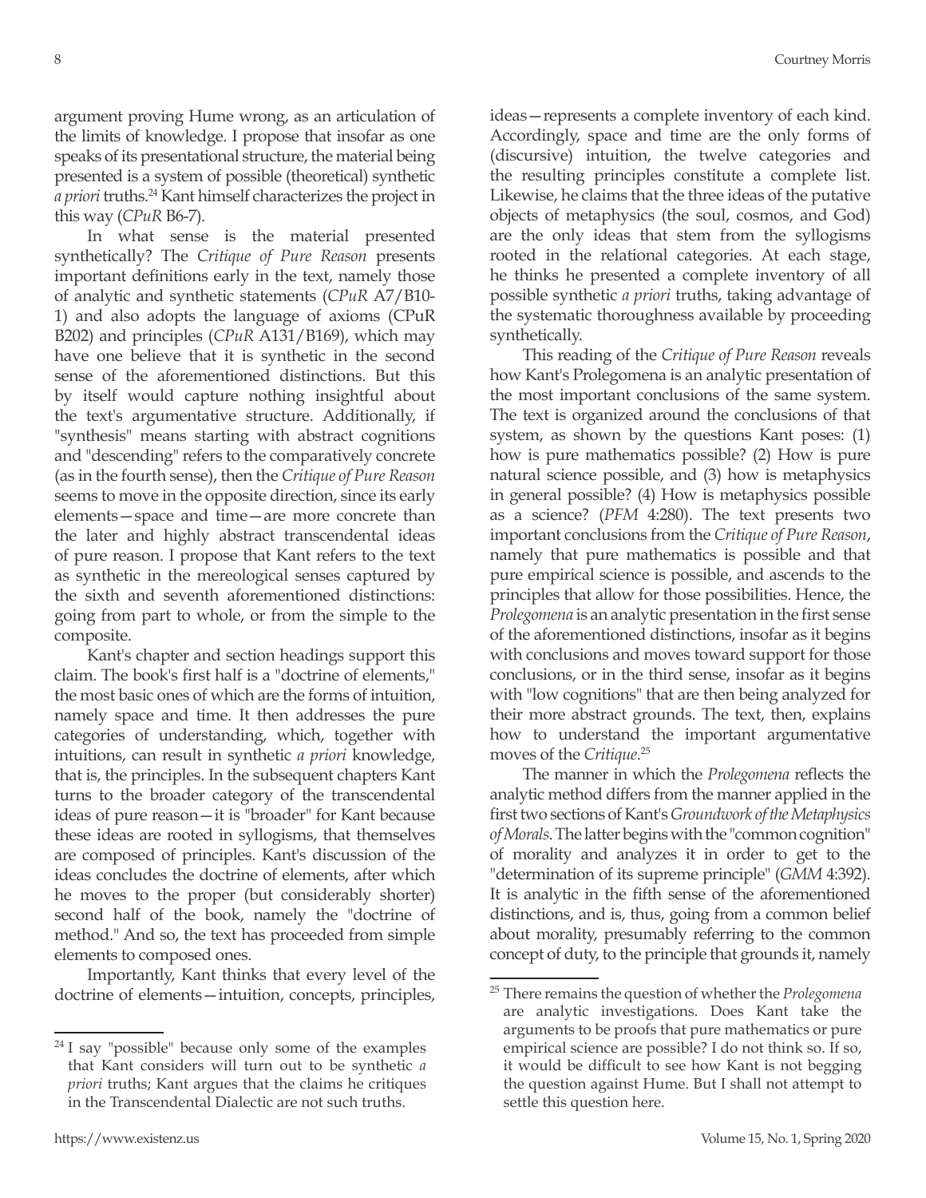argument proving Hume wrong, as an articulation of the limits of knowledge. I propose that insofar as one speaks of its presentational structure, the material being presented is a system of possible (theoretical) synthetic *a priori* truths.[24] Kant himself characterizes the project in this way (*CPuR* B6-7).

In what sense is the material presented synthetically? The *Critique of Pure Reason* presents important definitions early in the text, namely those of analytic and synthetic statements (*CPuR* A7/B10-1) and also adopts the language of axioms (CPuR B202) and principles (*CPuR* A131/B169), which may have one believe that it is synthetic in the second sense of the aforementioned distinctions. But this by itself would capture nothing insightful about the text's argumentative structure. Additionally, if "synthesis" means starting with abstract cognitions and "descending" refers to the comparatively concrete (as in the fourth sense), then the *Critique of Pure Reason* seems to move in the opposite direction, since its early elements—space and time—are more concrete than the later and highly abstract transcendental ideas of pure reason. I propose that Kant refers to the text as synthetic in the mereological senses captured by the sixth and seventh aforementioned distinctions: going from part to whole, or from the simple to the composite.

Kant's chapter and section headings support this claim. The book's first half is a "doctrine of elements," the most basic ones of which are the forms of intuition, namely space and time. It then addresses the pure categories of understanding, which, together with intuitions, can result in synthetic *a priori* knowledge, that is, the principles. In the subsequent chapters Kant turns to the broader category of the transcendental ideas of pure reason—it is "broader" for Kant because these ideas are rooted in syllogisms, that themselves are composed of principles. Kant's discussion of the ideas concludes the doctrine of elements, after which he moves to the proper (but considerably shorter) second half of the book, namely the "doctrine of method." And so, the text has proceeded from simple elements to composed ones.

Importantly, Kant thinks that every level of the doctrine of elements—intuition, concepts, principles, ideas—represents a complete inventory of each kind. Accordingly, space and time are the only forms of (discursive) intuition, the twelve categories and the resulting principles constitute a complete list. Likewise, he claims that the three ideas of the putative objects of metaphysics (the soul, cosmos, and God) are the only ideas that stem from the syllogisms rooted in the relational categories. At each stage, he thinks he presented a complete inventory of all possible synthetic *a priori* truths, taking advantage of the systematic thoroughness available by proceeding synthetically.

This reading of the *Critique of Pure Reason* reveals how Kant's Prolegomena is an analytic presentation of the most important conclusions of the same system. The text is organized around the conclusions of that system, as shown by the questions Kant poses: (1) how is pure mathematics possible? (2) How is pure natural science possible, and (3) how is metaphysics in general possible? (4) How is metaphysics possible as a science? (*PFM* 4:280). The text presents two important conclusions from the *Critique of Pure Reason*, namely that pure mathematics is possible and that pure empirical science is possible, and ascends to the principles that allow for those possibilities. Hence, the *Prolegomena* is an analytic presentation in the first sense of the aforementioned distinctions, insofar as it begins with conclusions and moves toward support for those conclusions, or in the third sense, insofar as it begins with "low cognitions" that are then being analyzed for their more abstract grounds. The text, then, explains how to understand the important argumentative moves of the *Critique*.[25]

The manner in which the *Prolegomena* reflects the analytic method differs from the manner applied in the first two sections of Kant's *Groundwork of the Metaphysics of Morals*. The latter begins with the "common cognition" of morality and analyzes it in order to get to the "determination of its supreme principle" (*GMM* 4:392). It is analytic in the fifth sense of the aforementioned distinctions, and is, thus, going from a common belief about morality, presumably referring to the common concept of duty, to the principle that grounds it, namely

---

[24] I say "possible" because only some of the examples that Kant considers will turn out to be synthetic *a priori* truths; Kant argues that the claims he critiques in the Transcendental Dialectic are not such truths.

[25] There remains the question of whether the *Prolegomena* are analytic investigations. Does Kant take the arguments to be proofs that pure mathematics or pure empirical science are possible? I do not think so. If so, it would be difficult to see how Kant is not begging the question against Hume. But I shall not attempt to settle this question here.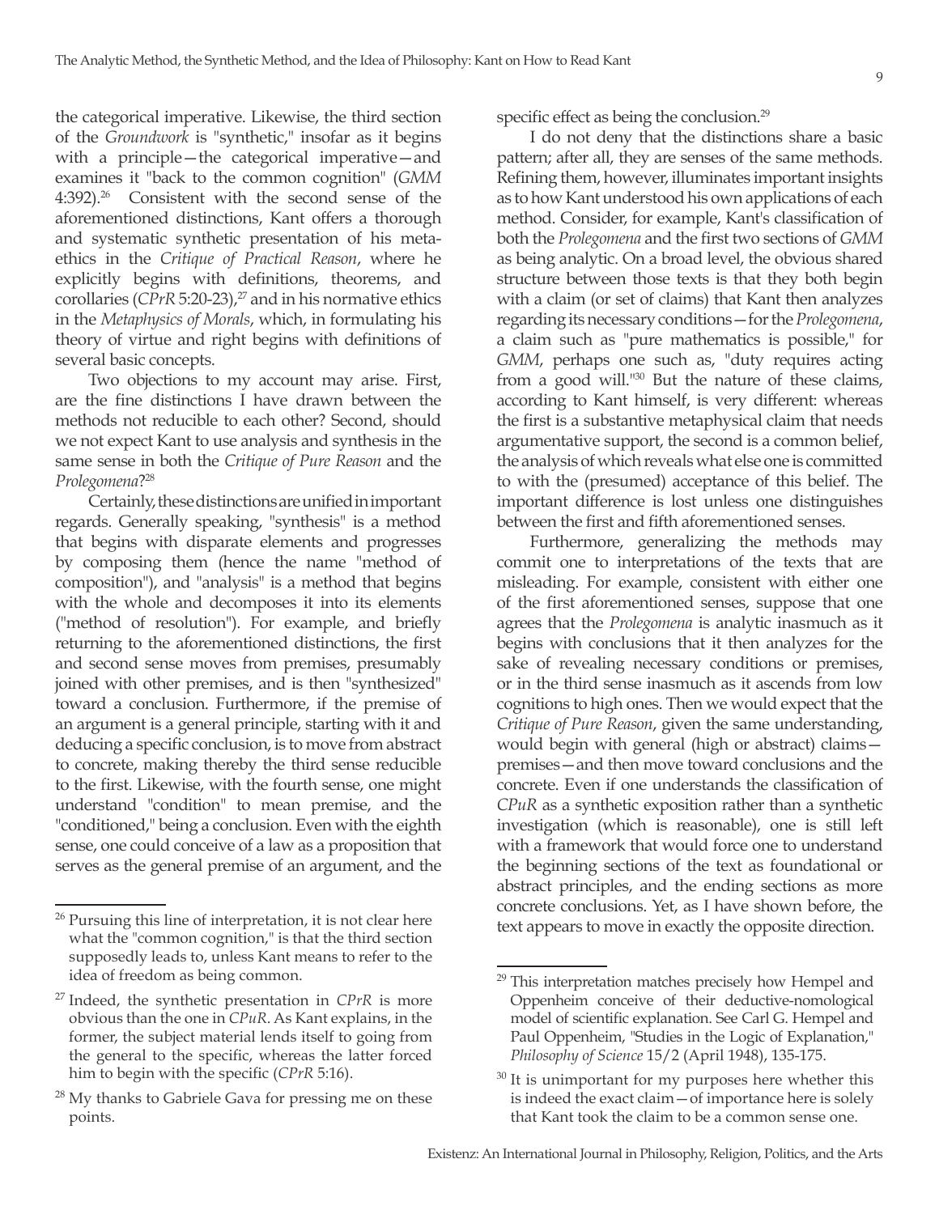the categorical imperative. Likewise, the third section of the *Groundwork* is "synthetic," insofar as it begins with a principle—the categorical imperative—and examines it "back to the common cognition" (*GMM* 4:392).[26] Consistent with the second sense of the aforementioned distinctions, Kant offers a thorough and systematic synthetic presentation of his meta-ethics in the *Critique of Practical Reason*, where he explicitly begins with definitions, theorems, and corollaries (*CPrR* 5:20-23),[27] and in his normative ethics in the *Metaphysics of Morals*, which, in formulating his theory of virtue and right begins with definitions of several basic concepts.

Two objections to my account may arise. First, are the fine distinctions I have drawn between the methods not reducible to each other? Second, should we not expect Kant to use analysis and synthesis in the same sense in both the *Critique of Pure Reason* and the *Prolegomena*?[28]

Certainly, these distinctions are unified in important regards. Generally speaking, "synthesis" is a method that begins with disparate elements and progresses by composing them (hence the name "method of composition"), and "analysis" is a method that begins with the whole and decomposes it into its elements ("method of resolution"). For example, and briefly returning to the aforementioned distinctions, the first and second sense moves from premises, presumably joined with other premises, and is then "synthesized" toward a conclusion. Furthermore, if the premise of an argument is a general principle, starting with it and deducing a specific conclusion, is to move from abstract to concrete, making thereby the third sense reducible to the first. Likewise, with the fourth sense, one might understand "condition" to mean premise, and the "conditioned," being a conclusion. Even with the eighth sense, one could conceive of a law as a proposition that serves as the general premise of an argument, and the specific effect as being the conclusion.[29]

I do not deny that the distinctions share a basic pattern; after all, they are senses of the same methods. Refining them, however, illuminates important insights as to how Kant understood his own applications of each method. Consider, for example, Kant's classification of both the *Prolegomena* and the first two sections of *GMM* as being analytic. On a broad level, the obvious shared structure between those texts is that they both begin with a claim (or set of claims) that Kant then analyzes regarding its necessary conditions—for the *Prolegomena*, a claim such as "pure mathematics is possible," for *GMM*, perhaps one such as, "duty requires acting from a good will."[30] But the nature of these claims, according to Kant himself, is very different: whereas the first is a substantive metaphysical claim that needs argumentative support, the second is a common belief, the analysis of which reveals what else one is committed to with the (presumed) acceptance of this belief. The important difference is lost unless one distinguishes between the first and fifth aforementioned senses.

Furthermore, generalizing the methods may commit one to interpretations of the texts that are misleading. For example, consistent with either one of the first aforementioned senses, suppose that one agrees that the *Prolegomena* is analytic inasmuch as it begins with conclusions that it then analyzes for the sake of revealing necessary conditions or premises, or in the third sense inasmuch as it ascends from low cognitions to high ones. Then we would expect that the *Critique of Pure Reason*, given the same understanding, would begin with general (high or abstract) claims—premises—and then move toward conclusions and the concrete. Even if one understands the classification of *CPuR* as a synthetic exposition rather than a synthetic investigation (which is reasonable), one is still left with a framework that would force one to understand the beginning sections of the text as foundational or abstract principles, and the ending sections as more concrete conclusions. Yet, as I have shown before, the text appears to move in exactly the opposite direction.

---

[26] Pursuing this line of interpretation, it is not clear here what the "common cognition," is that the third section supposedly leads to, unless Kant means to refer to the idea of freedom as being common.

[27] Indeed, the synthetic presentation in *CPrR* is more obvious than the one in *CPuR*. As Kant explains, in the former, the subject material lends itself to going from the general to the specific, whereas the latter forced him to begin with the specific (*CPrR* 5:16).

[28] My thanks to Gabriele Gava for pressing me on these points.

[29] This interpretation matches precisely how Hempel and Oppenheim conceive of their deductive-nomological model of scientific explanation. See Carl G. Hempel and Paul Oppenheim, "Studies in the Logic of Explanation," *Philosophy of Science* 15/2 (April 1948), 135-175.

[30] It is unimportant for my purposes here whether this is indeed the exact claim—of importance here is solely that Kant took the claim to be a common sense one.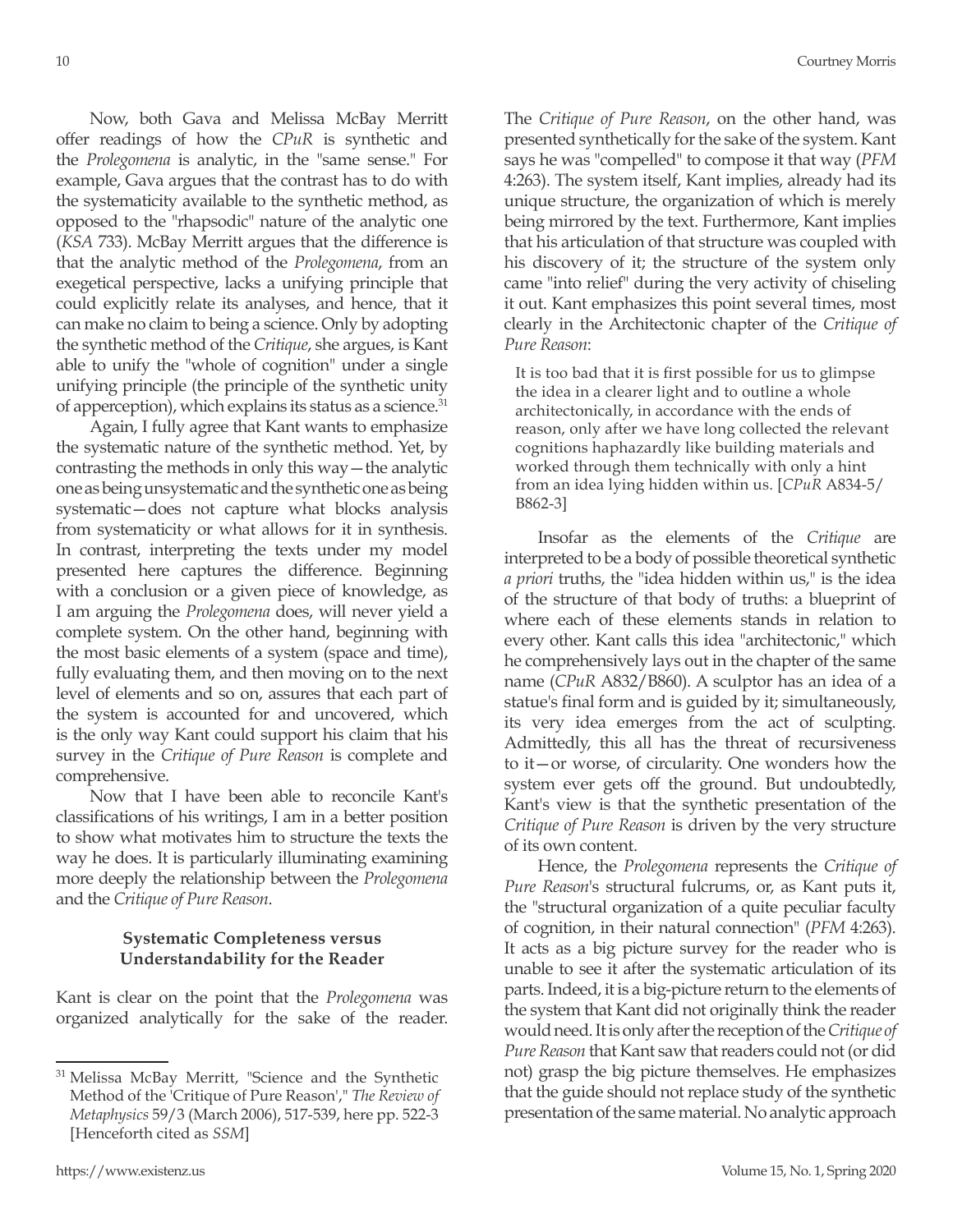Now, both Gava and Melissa McBay Merritt offer readings of how the *CPuR* is synthetic and the *Prolegomena* is analytic, in the "same sense." For example, Gava argues that the contrast has to do with the systematicity available to the synthetic method, as opposed to the "rhapsodic" nature of the analytic one (*KSA* 733). McBay Merritt argues that the difference is that the analytic method of the *Prolegomena*, from an exegetical perspective, lacks a unifying principle that could explicitly relate its analyses, and hence, that it can make no claim to being a science. Only by adopting the synthetic method of the *Critique*, she argues, is Kant able to unify the "whole of cognition" under a single unifying principle (the principle of the synthetic unity of apperception), which explains its status as a science.[31]

Again, I fully agree that Kant wants to emphasize the systematic nature of the synthetic method. Yet, by contrasting the methods in only this way—the analytic one as being unsystematic and the synthetic one as being systematic—does not capture what blocks analysis from systematicity or what allows for it in synthesis. In contrast, interpreting the texts under my model presented here captures the difference. Beginning with a conclusion or a given piece of knowledge, as I am arguing the *Prolegomena* does, will never yield a complete system. On the other hand, beginning with the most basic elements of a system (space and time), fully evaluating them, and then moving on to the next level of elements and so on, assures that each part of the system is accounted for and uncovered, which is the only way Kant could support his claim that his survey in the *Critique of Pure Reason* is complete and comprehensive.

Now that I have been able to reconcile Kant's classifications of his writings, I am in a better position to show what motivates him to structure the texts the way he does. It is particularly illuminating examining more deeply the relationship between the *Prolegomena* and the *Critique of Pure Reason*.

## Systematic Completeness versus Understandability for the Reader

Kant is clear on the point that the *Prolegomena* was organized analytically for the sake of the reader. The *Critique of Pure Reason*, on the other hand, was presented synthetically for the sake of the system. Kant says he was "compelled" to compose it that way (*PFM* 4:263). The system itself, Kant implies, already had its unique structure, the organization of which is merely being mirrored by the text. Furthermore, Kant implies that his articulation of that structure was coupled with his discovery of it; the structure of the system only came "into relief" during the very activity of chiseling it out. Kant emphasizes this point several times, most clearly in the Architectonic chapter of the *Critique of Pure Reason*:

> It is too bad that it is first possible for us to glimpse the idea in a clearer light and to outline a whole architectonically, in accordance with the ends of reason, only after we have long collected the relevant cognitions haphazardly like building materials and worked through them technically with only a hint from an idea lying hidden within us. [*CPuR* A834-5/B862-3]

Insofar as the elements of the *Critique* are interpreted to be a body of possible theoretical synthetic *a priori* truths, the "idea hidden within us," is the idea of the structure of that body of truths: a blueprint of where each of these elements stands in relation to every other. Kant calls this idea "architectonic," which he comprehensively lays out in the chapter of the same name (*CPuR* A832/B860). A sculptor has an idea of a statue's final form and is guided by it; simultaneously, its very idea emerges from the act of sculpting. Admittedly, this all has the threat of recursiveness to it—or worse, of circularity. One wonders how the system ever gets off the ground. But undoubtedly, Kant's view is that the synthetic presentation of the *Critique of Pure Reason* is driven by the very structure of its own content.

Hence, the *Prolegomena* represents the *Critique of Pure Reason*'s structural fulcrums, or, as Kant puts it, the "structural organization of a quite peculiar faculty of cognition, in their natural connection" (*PFM* 4:263). It acts as a big picture survey for the reader who is unable to see it after the systematic articulation of its parts. Indeed, it is a big-picture return to the elements of the system that Kant did not originally think the reader would need. It is only after the reception of the *Critique of Pure Reason* that Kant saw that readers could not (or did not) grasp the big picture themselves. He emphasizes that the guide should not replace study of the synthetic presentation of the same material. No analytic approach

---

[31] Melissa McBay Merritt, "Science and the Synthetic Method of the 'Critique of Pure Reason'," *The Review of Metaphysics* 59/3 (March 2006), 517-539, here pp. 522-3 [Henceforth cited as *SSM*]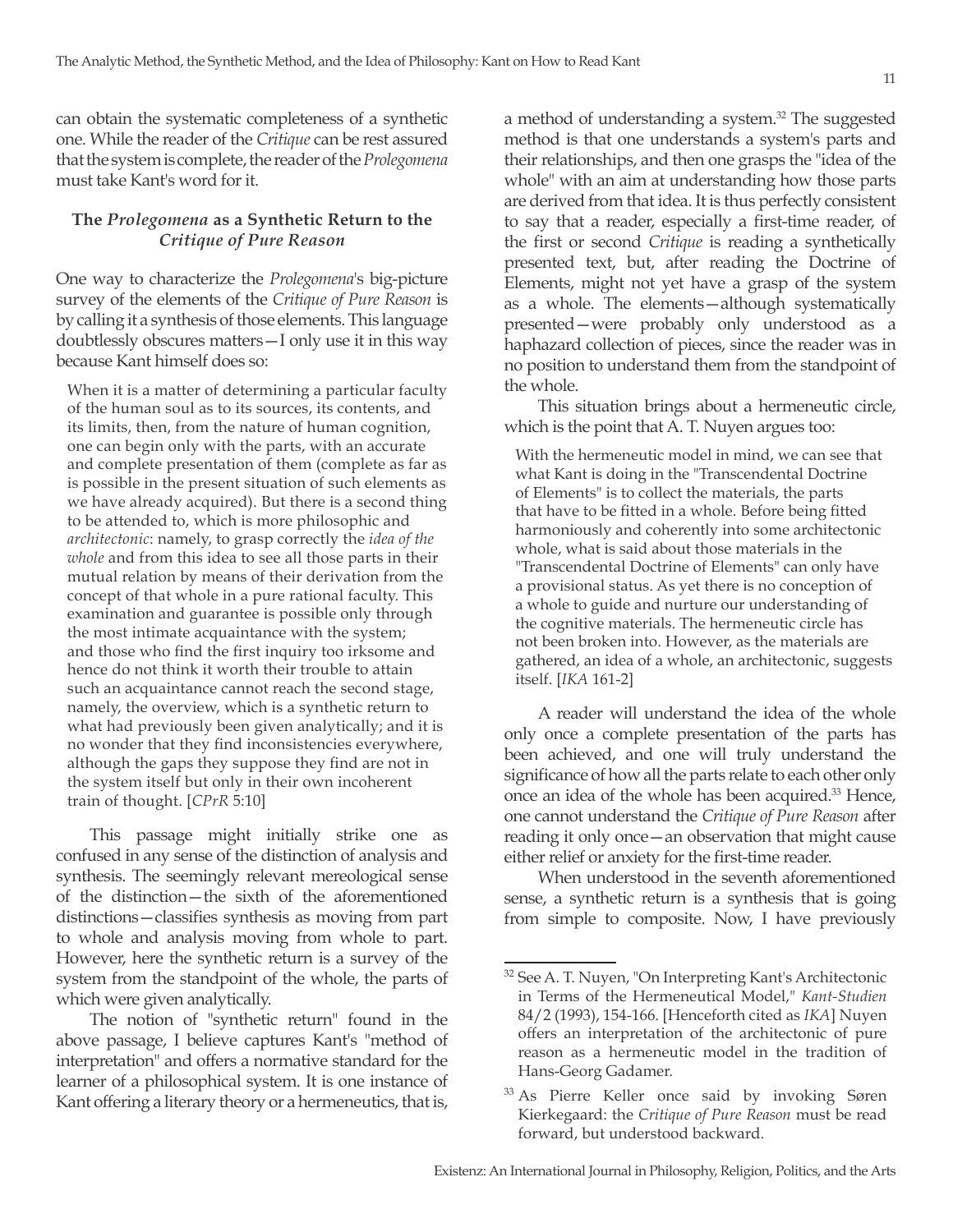can obtain the systematic completeness of a synthetic one. While the reader of the *Critique* can be rest assured that the system is complete, the reader of the *Prolegomena* must take Kant's word for it.

### The *Prolegomena* as a Synthetic Return to the *Critique of Pure Reason*

One way to characterize the *Prolegomena*'s big-picture survey of the elements of the *Critique of Pure Reason* is by calling it a synthesis of those elements. This language doubtlessly obscures matters—I only use it in this way because Kant himself does so:

> When it is a matter of determining a particular faculty of the human soul as to its sources, its contents, and its limits, then, from the nature of human cognition, one can begin only with the parts, with an accurate and complete presentation of them (complete as far as is possible in the present situation of such elements as we have already acquired). But there is a second thing to be attended to, which is more philosophic and *architectonic*: namely, to grasp correctly the *idea of the whole* and from this idea to see all those parts in their mutual relation by means of their derivation from the concept of that whole in a pure rational faculty. This examination and guarantee is possible only through the most intimate acquaintance with the system; and those who find the first inquiry too irksome and hence do not think it worth their trouble to attain such an acquaintance cannot reach the second stage, namely, the overview, which is a synthetic return to what had previously been given analytically; and it is no wonder that they find inconsistencies everywhere, although the gaps they suppose they find are not in the system itself but only in their own incoherent train of thought. [*CPrR* 5:10]

This passage might initially strike one as confused in any sense of the distinction of analysis and synthesis. The seemingly relevant mereological sense of the distinction—the sixth of the aforementioned distinctions—classifies synthesis as moving from part to whole and analysis moving from whole to part. However, here the synthetic return is a survey of the system from the standpoint of the whole, the parts of which were given analytically.

The notion of "synthetic return" found in the above passage, I believe captures Kant's "method of interpretation" and offers a normative standard for the learner of a philosophical system. It is one instance of Kant offering a literary theory or a hermeneutics, that is, a method of understanding a system.[32] The suggested method is that one understands a system's parts and their relationships, and then one grasps the "idea of the whole" with an aim at understanding how those parts are derived from that idea. It is thus perfectly consistent to say that a reader, especially a first-time reader, of the first or second *Critique* is reading a synthetically presented text, but, after reading the Doctrine of Elements, might not yet have a grasp of the system as a whole. The elements—although systematically presented—were probably only understood as a haphazard collection of pieces, since the reader was in no position to understand them from the standpoint of the whole.

This situation brings about a hermeneutic circle, which is the point that A. T. Nuyen argues too:

> With the hermeneutic model in mind, we can see that what Kant is doing in the "Transcendental Doctrine of Elements" is to collect the materials, the parts that have to be fitted in a whole. Before being fitted harmoniously and coherently into some architectonic whole, what is said about those materials in the "Transcendental Doctrine of Elements" can only have a provisional status. As yet there is no conception of a whole to guide and nurture our understanding of the cognitive materials. The hermeneutic circle has not been broken into. However, as the materials are gathered, an idea of a whole, an architectonic, suggests itself. [*IKA* 161-2]

A reader will understand the idea of the whole only once a complete presentation of the parts has been achieved, and one will truly understand the significance of how all the parts relate to each other only once an idea of the whole has been acquired.[33] Hence, one cannot understand the *Critique of Pure Reason* after reading it only once—an observation that might cause either relief or anxiety for the first-time reader.

When understood in the seventh aforementioned sense, a synthetic return is a synthesis that is going from simple to composite. Now, I have previously

---

[32] See A. T. Nuyen, "On Interpreting Kant's Architectonic in Terms of the Hermeneutical Model," *Kant-Studien* 84/2 (1993), 154-166. [Henceforth cited as *IKA*] Nuyen offers an interpretation of the architectonic of pure reason as a hermeneutic model in the tradition of Hans-Georg Gadamer.

[33] As Pierre Keller once said by invoking Søren Kierkegaard: the *Critique of Pure Reason* must be read forward, but understood backward.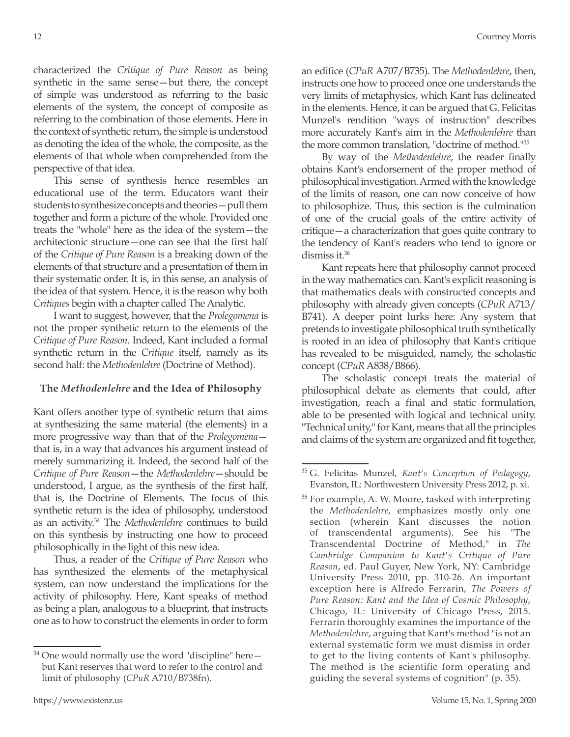characterized the *Critique of Pure Reason* as being synthetic in the same sense—but there, the concept of simple was understood as referring to the basic elements of the system, the concept of composite as referring to the combination of those elements. Here in the context of synthetic return, the simple is understood as denoting the idea of the whole, the composite, as the elements of that whole when comprehended from the perspective of that idea.

This sense of synthesis hence resembles an educational use of the term. Educators want their students to synthesize concepts and theories—pull them together and form a picture of the whole. Provided one treats the "whole" here as the idea of the system—the architectonic structure—one can see that the first half of the *Critique of Pure Reason* is a breaking down of the elements of that structure and a presentation of them in their systematic order. It is, in this sense, an analysis of the idea of that system. Hence, it is the reason why both *Critiques* begin with a chapter called The Analytic.

I want to suggest, however, that the *Prolegomena* is not the proper synthetic return to the elements of the *Critique of Pure Reason*. Indeed, Kant included a formal synthetic return in the *Critique* itself, namely as its second half: the *Methodenlehre* (Doctrine of Method).

### The *Methodenlehre* and the Idea of Philosophy

Kant offers another type of synthetic return that aims at synthesizing the same material (the elements) in a more progressive way than that of the *Prolegomena*—that is, in a way that advances his argument instead of merely summarizing it. Indeed, the second half of the *Critique of Pure Reason*—the *Methodenlehre*—should be understood, I argue, as the synthesis of the first half, that is, the Doctrine of Elements. The focus of this synthetic return is the idea of philosophy, understood as an activity.[34] The *Methodenlehre* continues to build on this synthesis by instructing one how to proceed philosophically in the light of this new idea.

Thus, a reader of the *Critique of Pure Reason* who has synthesized the elements of the metaphysical system, can now understand the implications for the activity of philosophy. Here, Kant speaks of method as being a plan, analogous to a blueprint, that instructs one as to how to construct the elements in order to form an edifice (*CPuR* A707/B735). The *Methodenlehre*, then, instructs one how to proceed once one understands the very limits of metaphysics, which Kant has delineated in the elements. Hence, it can be argued that G. Felicitas Munzel's rendition "ways of instruction" describes more accurately Kant's aim in the *Methodenlehre* than the more common translation, "doctrine of method."[35]

By way of the *Methodenlehre*, the reader finally obtains Kant's endorsement of the proper method of philosophical investigation. Armed with the knowledge of the limits of reason, one can now conceive of how to philosophize. Thus, this section is the culmination of one of the crucial goals of the entire activity of critique—a characterization that goes quite contrary to the tendency of Kant's readers who tend to ignore or dismiss it.[36]

Kant repeats here that philosophy cannot proceed in the way mathematics can. Kant's explicit reasoning is that mathematics deals with constructed concepts and philosophy with already given concepts (*CPuR* A713/B741). A deeper point lurks here: Any system that pretends to investigate philosophical truth synthetically is rooted in an idea of philosophy that Kant's critique has revealed to be misguided, namely, the scholastic concept (*CPuR* A838/B866).

The scholastic concept treats the material of philosophical debate as elements that could, after investigation, reach a final and static formulation, able to be presented with logical and technical unity. "Technical unity," for Kant, means that all the principles and claims of the system are organized and fit together,

---

[34] One would normally use the word "discipline" here—but Kant reserves that word to refer to the control and limit of philosophy (*CPuR* A710/B738fn).

[35] G. Felicitas Munzel, *Kant's Conception of Pedagogy*, Evanston, IL: Northwestern University Press 2012, p. xi.

[36] For example, A. W. Moore, tasked with interpreting the *Methodenlehre*, emphasizes mostly only one section (wherein Kant discusses the notion of transcendental arguments). See his "The Transcendental Doctrine of Method," in *The Cambridge Companion to Kant's Critique of Pure Reason*, ed. Paul Guyer, New York, NY: Cambridge University Press 2010, pp. 310-26. An important exception here is Alfredo Ferrarin, *The Powers of Pure Reason: Kant and the Idea of Cosmic Philosophy*, Chicago, IL: University of Chicago Press, 2015. Ferrarin thoroughly examines the importance of the *Methodenlehre*, arguing that Kant's method "is not an external systematic form we must dismiss in order to get to the living contents of Kant's philosophy. The method is the scientific form operating and guiding the several systems of cognition" (p. 35).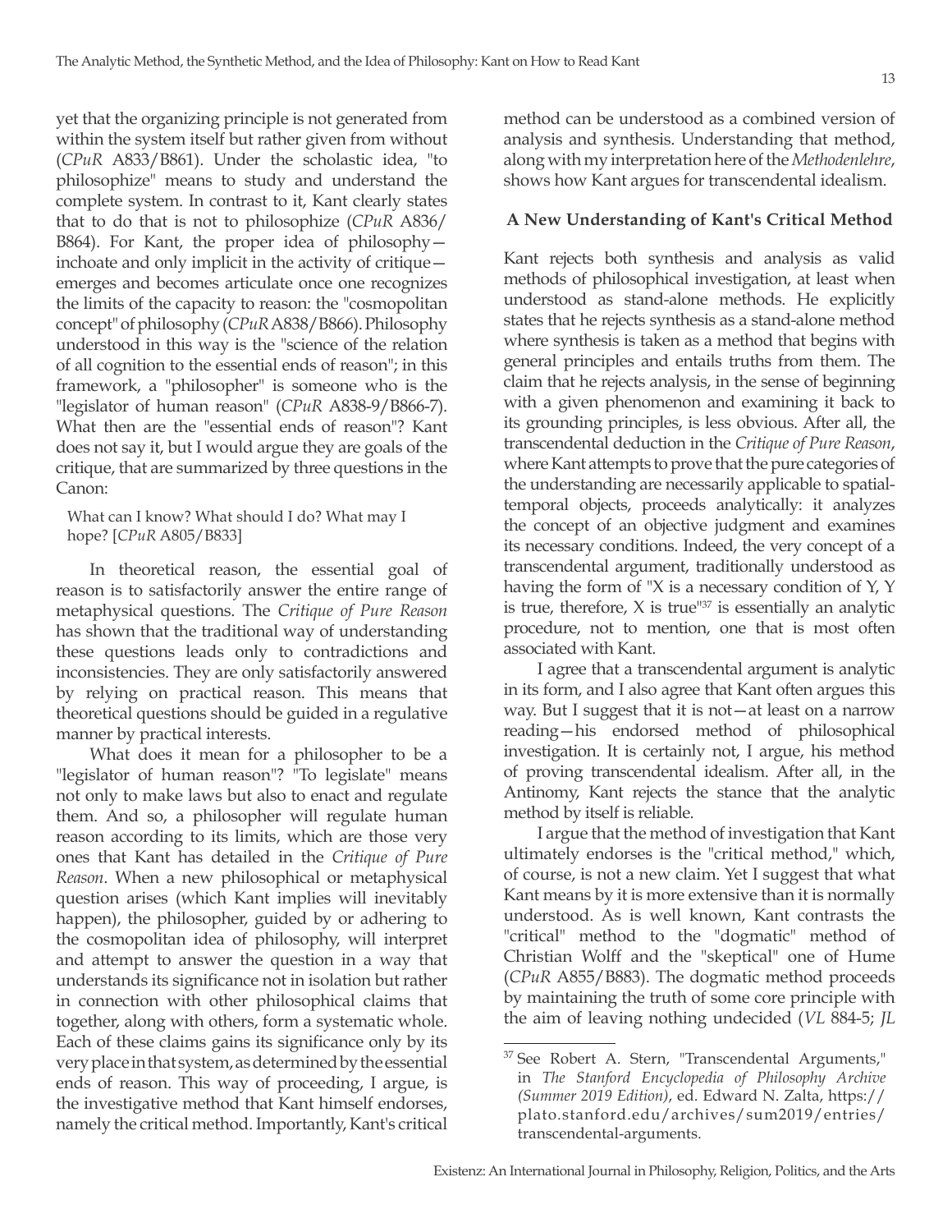yet that the organizing principle is not generated from within the system itself but rather given from without (*CPuR* A833/B861). Under the scholastic idea, "to philosophize" means to study and understand the complete system. In contrast to it, Kant clearly states that to do that is not to philosophize (*CPuR* A836/B864). For Kant, the proper idea of philosophy—inchoate and only implicit in the activity of critique—emerges and becomes articulate once one recognizes the limits of the capacity to reason: the "cosmopolitan concept" of philosophy (*CPuR* A838/B866). Philosophy understood in this way is the "science of the relation of all cognition to the essential ends of reason"; in this framework, a "philosopher" is someone who is the "legislator of human reason" (*CPuR* A838-9/B866-7). What then are the "essential ends of reason"? Kant does not say it, but I would argue they are goals of the critique, that are summarized by three questions in the Canon:

> What can I know? What should I do? What may I hope? [*CPuR* A805/B833]

In theoretical reason, the essential goal of reason is to satisfactorily answer the entire range of metaphysical questions. The *Critique of Pure Reason* has shown that the traditional way of understanding these questions leads only to contradictions and inconsistencies. They are only satisfactorily answered by relying on practical reason. This means that theoretical questions should be guided in a regulative manner by practical interests.

What does it mean for a philosopher to be a "legislator of human reason"? "To legislate" means not only to make laws but also to enact and regulate them. And so, a philosopher will regulate human reason according to its limits, which are those very ones that Kant has detailed in the *Critique of Pure Reason*. When a new philosophical or metaphysical question arises (which Kant implies will inevitably happen), the philosopher, guided by or adhering to the cosmopolitan idea of philosophy, will interpret and attempt to answer the question in a way that understands its significance not in isolation but rather in connection with other philosophical claims that together, along with others, form a systematic whole. Each of these claims gains its significance only by its very place in that system, as determined by the essential ends of reason. This way of proceeding, I argue, is the investigative method that Kant himself endorses, namely the critical method. Importantly, Kant's critical method can be understood as a combined version of analysis and synthesis. Understanding that method, along with my interpretation here of the *Methodenlehre*, shows how Kant argues for transcendental idealism.

### A New Understanding of Kant's Critical Method

Kant rejects both synthesis and analysis as valid methods of philosophical investigation, at least when understood as stand-alone methods. He explicitly states that he rejects synthesis as a stand-alone method where synthesis is taken as a method that begins with general principles and entails truths from them. The claim that he rejects analysis, in the sense of beginning with a given phenomenon and examining it back to its grounding principles, is less obvious. After all, the transcendental deduction in the *Critique of Pure Reason*, where Kant attempts to prove that the pure categories of the understanding are necessarily applicable to spatial-temporal objects, proceeds analytically: it analyzes the concept of an objective judgment and examines its necessary conditions. Indeed, the very concept of a transcendental argument, traditionally understood as having the form of "X is a necessary condition of Y, Y is true, therefore, X is true"[37] is essentially an analytic procedure, not to mention, one that is most often associated with Kant.

I agree that a transcendental argument is analytic in its form, and I also agree that Kant often argues this way. But I suggest that it is not—at least on a narrow reading—his endorsed method of philosophical investigation. It is certainly not, I argue, his method of proving transcendental idealism. After all, in the Antinomy, Kant rejects the stance that the analytic method by itself is reliable.

I argue that the method of investigation that Kant ultimately endorses is the "critical method," which, of course, is not a new claim. Yet I suggest that what Kant means by it is more extensive than it is normally understood. As is well known, Kant contrasts the "critical" method to the "dogmatic" method of Christian Wolff and the "skeptical" one of Hume (*CPuR* A855/B883). The dogmatic method proceeds by maintaining the truth of some core principle with the aim of leaving nothing undecided (*VL* 884-5; *JL*

---

[37] See Robert A. Stern, "Transcendental Arguments," in *The Stanford Encyclopedia of Philosophy Archive (Summer 2019 Edition)*, ed. Edward N. Zalta, https://plato.stanford.edu/archives/sum2019/entries/transcendental-arguments.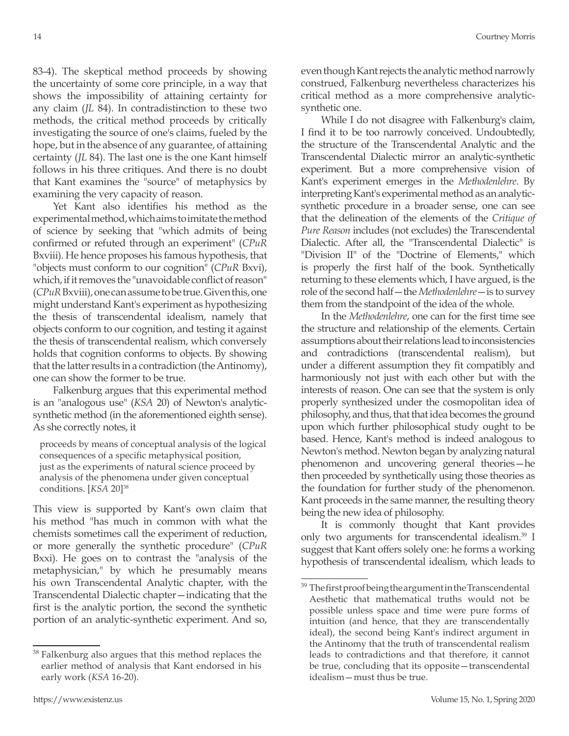83-4). The skeptical method proceeds by showing the uncertainty of some core principle, in a way that shows the impossibility of attaining certainty for any claim (*JL* 84). In contradistinction to these two methods, the critical method proceeds by critically investigating the source of one's claims, fueled by the hope, but in the absence of any guarantee, of attaining certainty (*JL* 84). The last one is the one Kant himself follows in his three critiques. And there is no doubt that Kant examines the "source" of metaphysics by examining the very capacity of reason.

Yet Kant also identifies his method as the experimental method, which aims to imitate the method of science by seeking that "which admits of being confirmed or refuted through an experiment" (*CPuR* Bxviii). He hence proposes his famous hypothesis, that "objects must conform to our cognition" (*CPuR* Bxvi), which, if it removes the "unavoidable conflict of reason" (*CPuR* Bxviii), one can assume to be true. Given this, one might understand Kant's experiment as hypothesizing the thesis of transcendental idealism, namely that objects conform to our cognition, and testing it against the thesis of transcendental realism, which conversely holds that cognition conforms to objects. By showing that the latter results in a contradiction (the Antinomy), one can show the former to be true.

Falkenburg argues that this experimental method is an "analogous use" (*KSA* 20) of Newton's analytic-synthetic method (in the aforementioned eighth sense). As she correctly notes, it

> proceeds by means of conceptual analysis of the logical consequences of a specific metaphysical position, just as the experiments of natural science proceed by analysis of the phenomena under given conceptual conditions. [*KSA* 20][38]

This view is supported by Kant's own claim that his method "has much in common with what the chemists sometimes call the experiment of reduction, or more generally the synthetic procedure" (*CPuR* Bxxi). He goes on to contrast the "analysis of the metaphysician," by which he presumably means his own Transcendental Analytic chapter, with the Transcendental Dialectic chapter—indicating that the first is the analytic portion, the second the synthetic portion of an analytic-synthetic experiment. And so, even though Kant rejects the analytic method narrowly construed, Falkenburg nevertheless characterizes his critical method as a more comprehensive analytic-synthetic one.

While I do not disagree with Falkenburg's claim, I find it to be too narrowly conceived. Undoubtedly, the structure of the Transcendental Analytic and the Transcendental Dialectic mirror an analytic-synthetic experiment. But a more comprehensive vision of Kant's experiment emerges in the *Methodenlehre*. By interpreting Kant's experimental method as an analytic-synthetic procedure in a broader sense, one can see that the delineation of the elements of the *Critique of Pure Reason* includes (not excludes) the Transcendental Dialectic. After all, the "Transcendental Dialectic" is "Division II" of the "Doctrine of Elements," which is properly the first half of the book. Synthetically returning to these elements which, I have argued, is the role of the second half—the *Methodenlehre*—is to survey them from the standpoint of the idea of the whole.

In the *Methodenlehre*, one can for the first time see the structure and relationship of the elements. Certain assumptions about their relations lead to inconsistencies and contradictions (transcendental realism), but under a different assumption they fit compatibly and harmoniously not just with each other but with the interests of reason. One can see that the system is only properly synthesized under the cosmopolitan idea of philosophy, and thus, that that idea becomes the ground upon which further philosophical study ought to be based. Hence, Kant's method is indeed analogous to Newton's method. Newton began by analyzing natural phenomenon and uncovering general theories—he then proceeded by synthetically using those theories as the foundation for further study of the phenomenon. Kant proceeds in the same manner, the resulting theory being the new idea of philosophy.

It is commonly thought that Kant provides only two arguments for transcendental idealism.[39] I suggest that Kant offers solely one: he forms a working hypothesis of transcendental idealism, which leads to

---

[38] Falkenburg also argues that this method replaces the earlier method of analysis that Kant endorsed in his early work (*KSA* 16-20).

[39] The first proof being the argument in the Transcendental Aesthetic that mathematical truths would not be possible unless space and time were pure forms of intuition (and hence, that they are transcendentally ideal), the second being Kant's indirect argument in the Antinomy that the truth of transcendental realism leads to contradictions and that therefore, it cannot be true, concluding that its opposite—transcendental idealism—must thus be true.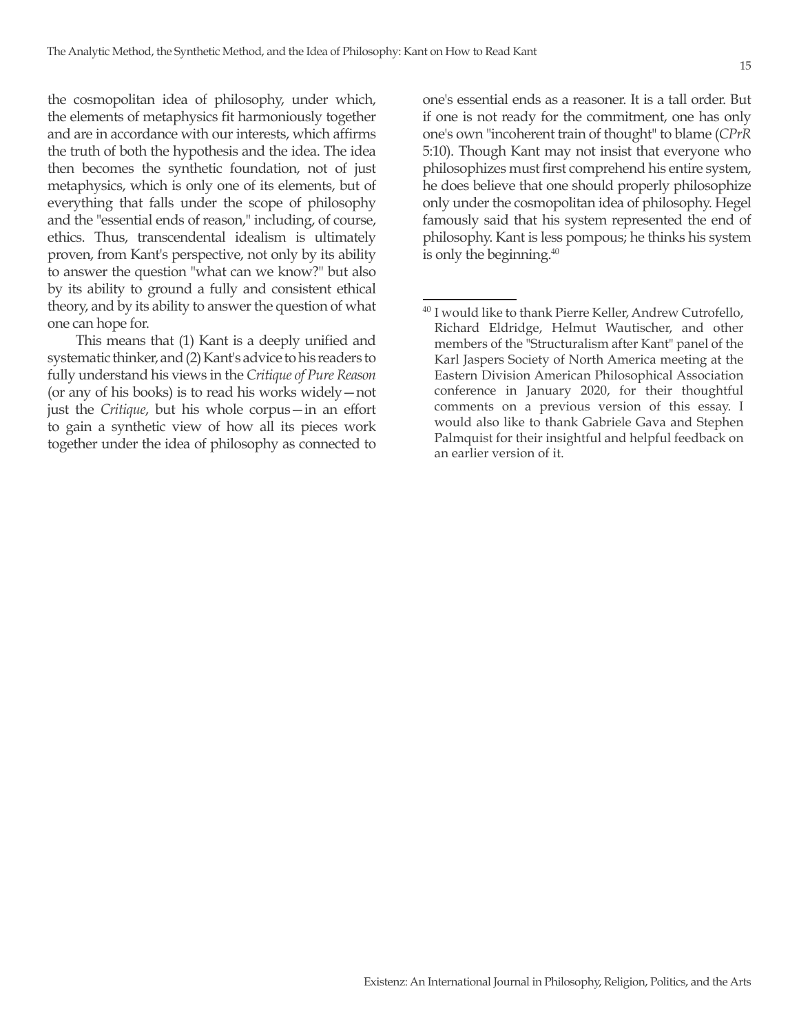the cosmopolitan idea of philosophy, under which, the elements of metaphysics fit harmoniously together and are in accordance with our interests, which affirms the truth of both the hypothesis and the idea. The idea then becomes the synthetic foundation, not of just metaphysics, which is only one of its elements, but of everything that falls under the scope of philosophy and the "essential ends of reason," including, of course, ethics. Thus, transcendental idealism is ultimately proven, from Kant's perspective, not only by its ability to answer the question "what can we know?" but also by its ability to ground a fully and consistent ethical theory, and by its ability to answer the question of what one can hope for.

This means that (1) Kant is a deeply unified and systematic thinker, and (2) Kant's advice to his readers to fully understand his views in the *Critique of Pure Reason* (or any of his books) is to read his works widely—not just the *Critique*, but his whole corpus—in an effort to gain a synthetic view of how all its pieces work together under the idea of philosophy as connected to one's essential ends as a reasoner. It is a tall order. But if one is not ready for the commitment, one has only one's own "incoherent train of thought" to blame (*CPrR* 5:10). Though Kant may not insist that everyone who philosophizes must first comprehend his entire system, he does believe that one should properly philosophize only under the cosmopolitan idea of philosophy. Hegel famously said that his system represented the end of philosophy. Kant is less pompous; he thinks his system is only the beginning.[40]

[40] I would like to thank Pierre Keller, Andrew Cutrofello, Richard Eldridge, Helmut Wautischer, and other members of the "Structuralism after Kant" panel of the Karl Jaspers Society of North America meeting at the Eastern Division American Philosophical Association conference in January 2020, for their thoughtful comments on a previous version of this essay. I would also like to thank Gabriele Gava and Stephen Palmquist for their insightful and helpful feedback on an earlier version of it.